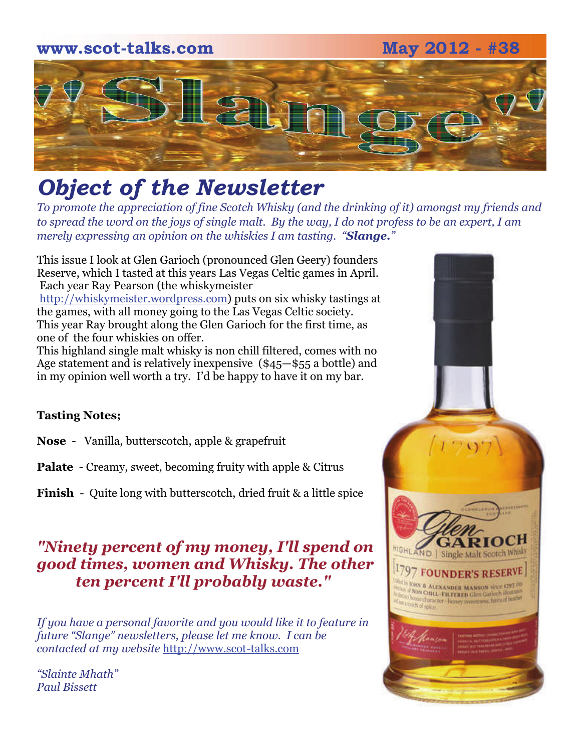www.scot-talks.com May 2012 - #38

# "Slange"

## *Object of the Newsletter*

*To promote the appreciation of fine Scotch Whisky (and the drinking of it) amongst my friends and to spread the word on the joys of single malt. By the way, I do not profess to be an expert, I am merely expressing an opinion on the whiskies I am tasting. "**Slange.**"*

This issue I look at Glen Garioch (pronounced Glen Geery) founders Reserve, which I tasted at this years Las Vegas Celtic games in April. Each year Ray Pearson (the whiskymeister http://whiskymeister.wordpress.com) puts on six whisky tastings at the games, with all money going to the Las Vegas Celtic society. This year Ray brought along the Glen Garioch for the first time, as one of the four whiskies on offer.

This highland single malt whisky is non chill filtered, comes with no Age statement and is relatively inexpensive ($45—$55 a bottle) and in my opinion well worth a try. I'd be happy to have it on my bar.

**Tasting Notes;**

**Nose** - Vanilla, butterscotch, apple & grapefruit

**Palate** - Creamy, sweet, becoming fruity with apple & Citrus

**Finish** - Quite long with butterscotch, dried fruit & a little spice

### *"Ninety percent of my money, I'll spend on good times, women and Whisky. The other ten percent I'll probably waste."*

*If you have a personal favorite and you would like it to feature in future "Slange" newsletters, please let me know. I can be contacted at my website* http://www.scot-talks.com

*"Slainte Mhath"*
*Paul Bissett*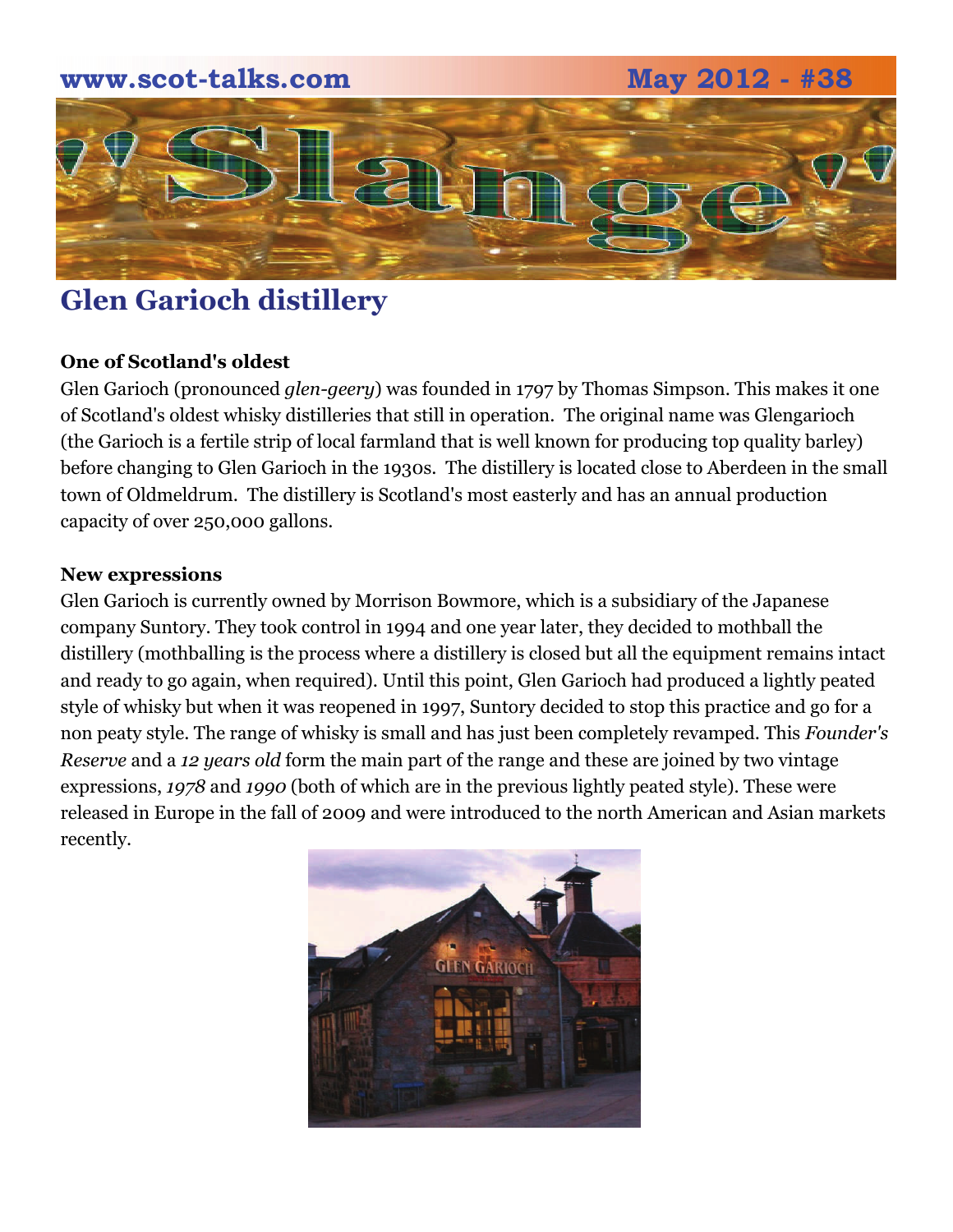## Glen Garioch distillery

**One of Scotland's oldest**

Glen Garioch (pronounced *glen-geery*) was founded in 1797 by Thomas Simpson. This makes it one of Scotland's oldest whisky distilleries that still in operation. The original name was Glengarioch (the Garioch is a fertile strip of local farmland that is well known for producing top quality barley) before changing to Glen Garioch in the 1930s. The distillery is located close to Aberdeen in the small town of Oldmeldrum. The distillery is Scotland's most easterly and has an annual production capacity of over 250,000 gallons.

**New expressions**

Glen Garioch is currently owned by Morrison Bowmore, which is a subsidiary of the Japanese company Suntory. They took control in 1994 and one year later, they decided to mothball the distillery (mothballing is the process where a distillery is closed but all the equipment remains intact and ready to go again, when required). Until this point, Glen Garioch had produced a lightly peated style of whisky but when it was reopened in 1997, Suntory decided to stop this practice and go for a non peaty style. The range of whisky is small and has just been completely revamped. This *Founder's Reserve* and a *12 years old* form the main part of the range and these are joined by two vintage expressions, *1978* and *1990* (both of which are in the previous lightly peated style). These were released in Europe in the fall of 2009 and were introduced to the north American and Asian markets recently.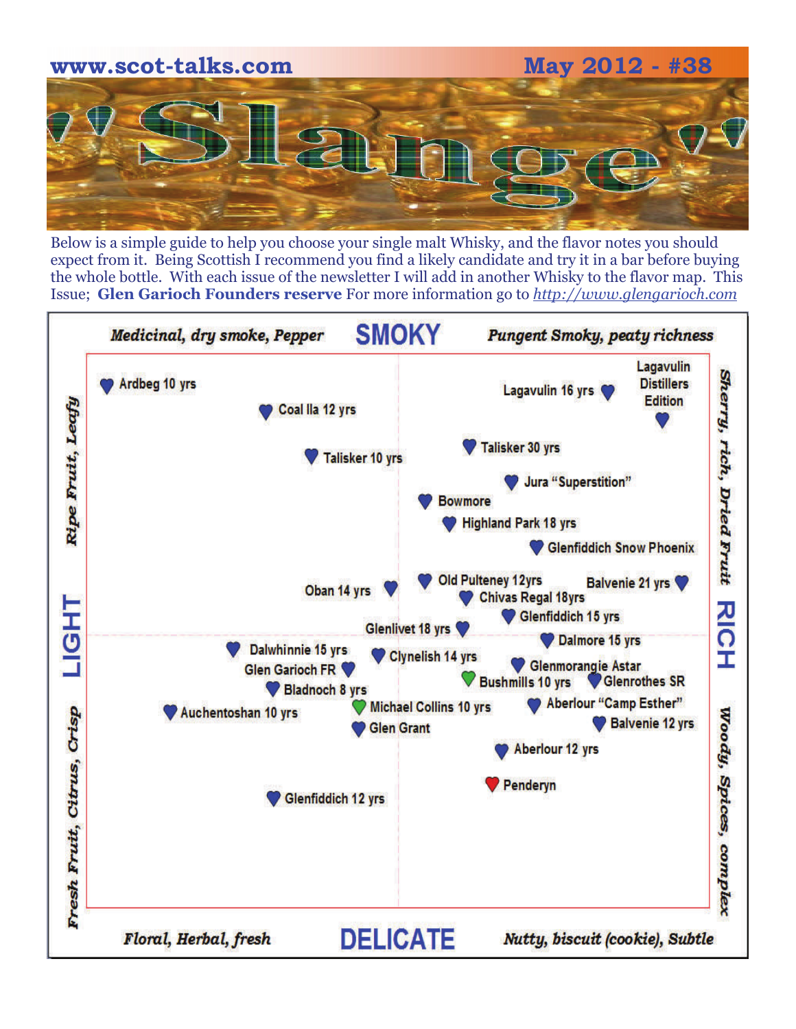www.scot-talks.com May 2012 - #38

# "Slange"

Below is a simple guide to help you choose your single malt Whisky, and the flavor notes you should expect from it. Being Scottish I recommend you find a likely candidate and try it in a bar before buying the whole bottle. With each issue of the newsletter I will add in another Whisky to the flavor map. This Issue; **Glen Garioch Founders reserve** For more information go to http://www.glengarioch.com

*Medicinal, dry smoke, Pepper* **SMOKY** *Pungent Smoky, peaty richness*

*Ripe Fruit, Leafy* **LIGHT** *Fresh Fruit, Citrus, Crisp*

*Sherry, rich, Dried Fruit* **RICH** *Woody, Spices, complex*

*Floral, Herbal, fresh* **DELICATE** *Nutty, biscuit (cookie), Subtle*

- Ardbeg 10 yrs
- Coal Ila 12 yrs
- Lagavulin 16 yrs
- Lagavulin Distillers Edition
- Talisker 10 yrs
- Talisker 30 yrs
- Jura "Superstition"
- Bowmore
- Highland Park 18 yrs
- Glenfiddich Snow Phoenix
- Oban 14 yrs
- Old Pulteney 12yrs
- Chivas Regal 18yrs
- Balvenie 21 yrs
- Glenfiddich 15 yrs
- Glenlivet 18 yrs
- Dalmore 15 yrs
- Dalwhinnie 15 yrs
- Clynelish 14 yrs
- Glen Garioch FR
- Glenmorangie Astar
- Bushmills 10 yrs
- Glenrothes SR
- Bladnoch 8 yrs
- Auchentoshan 10 yrs
- Michael Collins 10 yrs
- Aberlour "Camp Esther"
- Glen Grant
- Balvenie 12 yrs
- Aberlour 12 yrs
- Penderyn
- Glenfiddich 12 yrs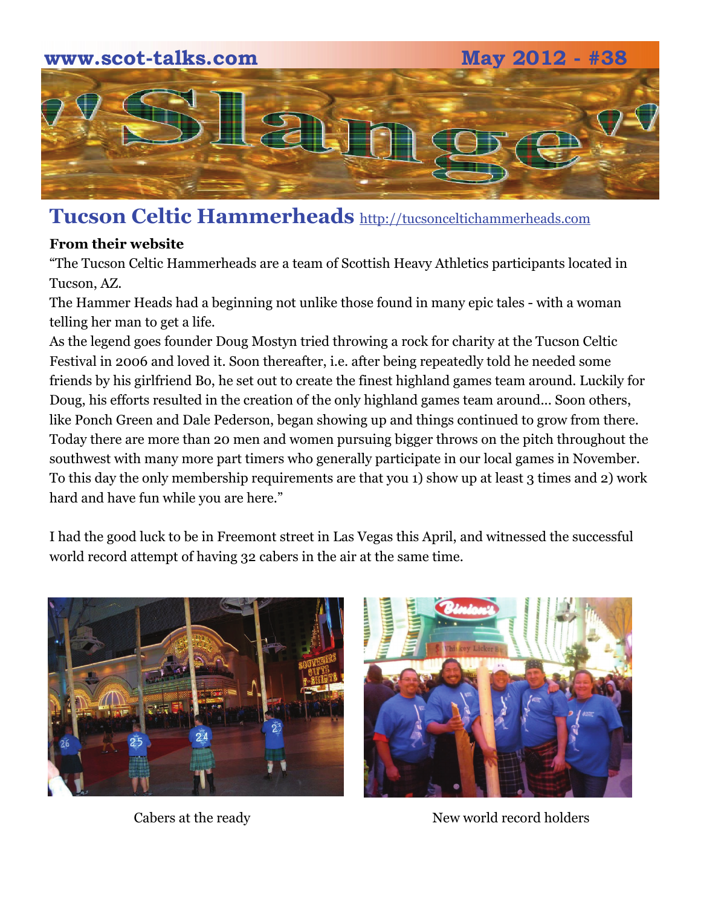# "Slange"

## Tucson Celtic Hammerheads http://tucsonceltichammerheads.com

**From their website**

"The Tucson Celtic Hammerheads are a team of Scottish Heavy Athletics participants located in Tucson, AZ.

The Hammer Heads had a beginning not unlike those found in many epic tales - with a woman telling her man to get a life.

As the legend goes founder Doug Mostyn tried throwing a rock for charity at the Tucson Celtic Festival in 2006 and loved it. Soon thereafter, i.e. after being repeatedly told he needed some friends by his girlfriend Bo, he set out to create the finest highland games team around. Luckily for Doug, his efforts resulted in the creation of the only highland games team around... Soon others, like Ponch Green and Dale Pederson, began showing up and things continued to grow from there. Today there are more than 20 men and women pursuing bigger throws on the pitch throughout the southwest with many more part timers who generally participate in our local games in November. To this day the only membership requirements are that you 1) show up at least 3 times and 2) work hard and have fun while you are here."

I had the good luck to be in Freemont street in Las Vegas this April, and witnessed the successful world record attempt of having 32 cabers in the air at the same time.

Cabers at the ready

New world record holders